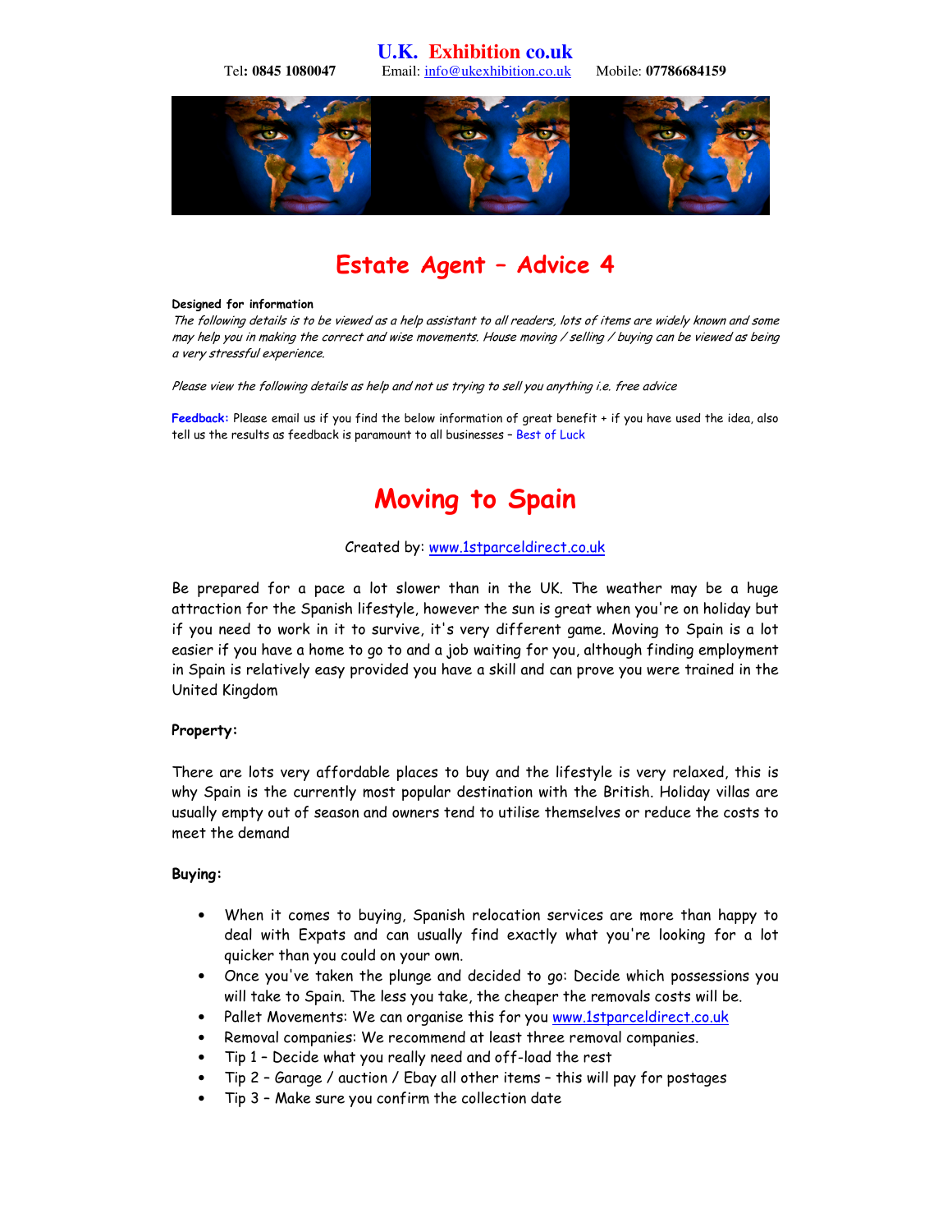# U.K. Exhibition co.uk

Tel**: 0845 1080047** Email: info@ukexhibition.co.uk Mobile: **07786684159**

# Estate Agent – Advice 4

**Designed for information**

*The following details is to be viewed as a help assistant to all readers, lots of items are widely known and some may help you in making the correct and wise movements. House moving / selling / buying can be viewed as being a very stressful experience.*

*Please view the following details as help and not us trying to sell you anything i.e. free advice*

**Feedback:** Please email us if you find the below information of great benefit + if you have used the idea, also tell us the results as feedback is paramount to all businesses – Best of Luck

# Moving to Spain

Created by: www.1stparceldirect.co.uk

Be prepared for a pace a lot slower than in the UK. The weather may be a huge attraction for the Spanish lifestyle, however the sun is great when you're on holiday but if you need to work in it to survive, it's very different game. Moving to Spain is a lot easier if you have a home to go to and a job waiting for you, although finding employment in Spain is relatively easy provided you have a skill and can prove you were trained in the United Kingdom

**Property:**

There are lots very affordable places to buy and the lifestyle is very relaxed, this is why Spain is the currently most popular destination with the British. Holiday villas are usually empty out of season and owners tend to utilise themselves or reduce the costs to meet the demand

**Buying:**

- When it comes to buying, Spanish relocation services are more than happy to deal with Expats and can usually find exactly what you're looking for a lot quicker than you could on your own.
- Once you've taken the plunge and decided to go: Decide which possessions you will take to Spain. The less you take, the cheaper the removals costs will be.
- Pallet Movements: We can organise this for you www.1stparceldirect.co.uk
- Removal companies: We recommend at least three removal companies.
- Tip 1 – Decide what you really need and off-load the rest
- Tip 2 – Garage / auction / Ebay all other items – this will pay for postages
- Tip 3 – Make sure you confirm the collection date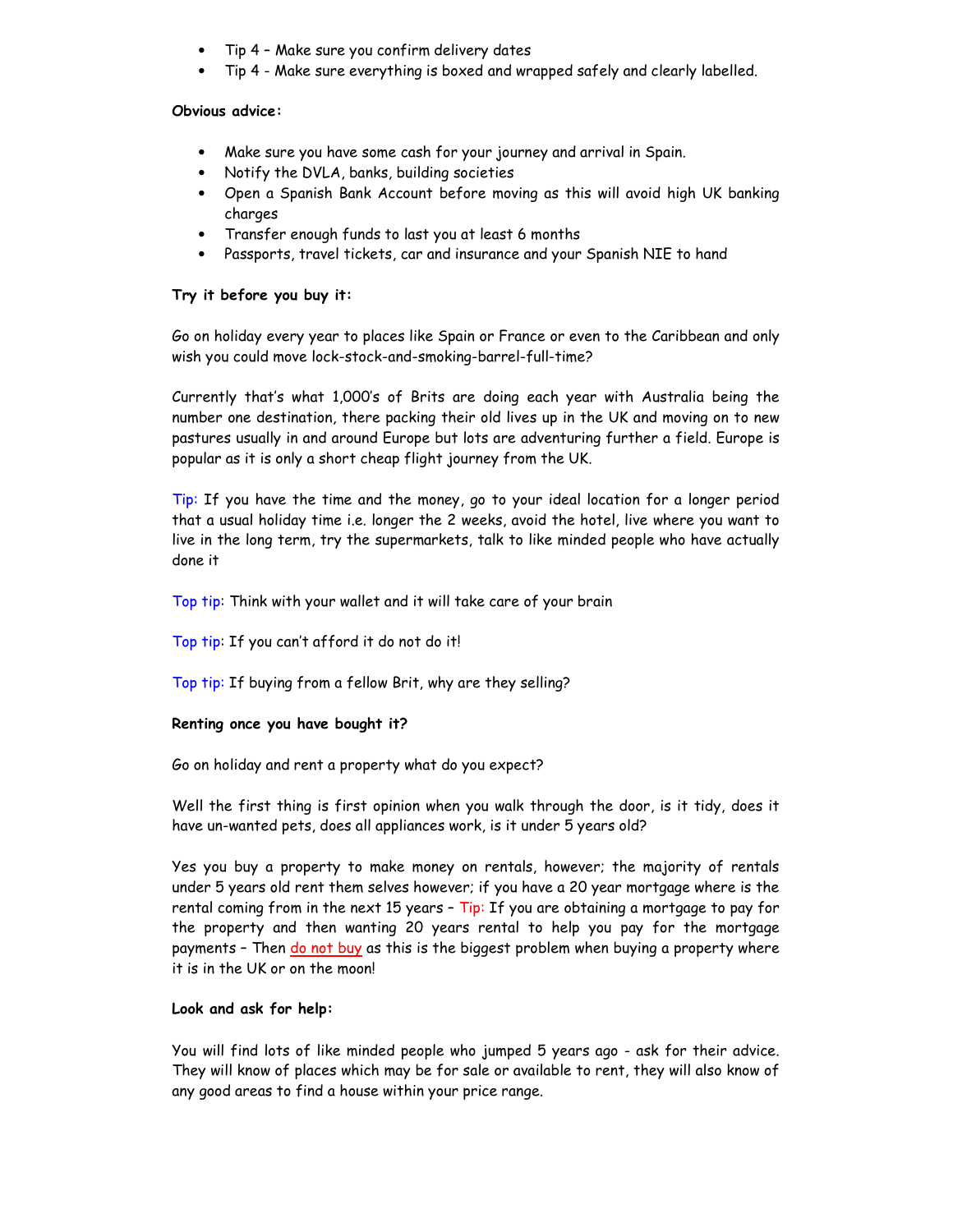- Tip 4 – Make sure you confirm delivery dates
- Tip 4 - Make sure everything is boxed and wrapped safely and clearly labelled.

**Obvious advice:**

- Make sure you have some cash for your journey and arrival in Spain.
- Notify the DVLA, banks, building societies
- Open a Spanish Bank Account before moving as this will avoid high UK banking charges
- Transfer enough funds to last you at least 6 months
- Passports, travel tickets, car and insurance and your Spanish NIE to hand

**Try it before you buy it:**

Go on holiday every year to places like Spain or France or even to the Caribbean and only wish you could move lock-stock-and-smoking-barrel-full-time?

Currently that's what 1,000's of Brits are doing each year with Australia being the number one destination, there packing their old lives up in the UK and moving on to new pastures usually in and around Europe but lots are adventuring further a field. Europe is popular as it is only a short cheap flight journey from the UK.

Tip: If you have the time and the money, go to your ideal location for a longer period that a usual holiday time i.e. longer the 2 weeks, avoid the hotel, live where you want to live in the long term, try the supermarkets, talk to like minded people who have actually done it

Top tip: Think with your wallet and it will take care of your brain

Top tip: If you can't afford it do not do it!

Top tip: If buying from a fellow Brit, why are they selling?

**Renting once you have bought it?**

Go on holiday and rent a property what do you expect?

Well the first thing is first opinion when you walk through the door, is it tidy, does it have un-wanted pets, does all appliances work, is it under 5 years old?

Yes you buy a property to make money on rentals, however; the majority of rentals under 5 years old rent them selves however; if you have a 20 year mortgage where is the rental coming from in the next 15 years – Tip: If you are obtaining a mortgage to pay for the property and then wanting 20 years rental to help you pay for the mortgage payments – Then do not buy as this is the biggest problem when buying a property where it is in the UK or on the moon!

**Look and ask for help:**

You will find lots of like minded people who jumped 5 years ago - ask for their advice. They will know of places which may be for sale or available to rent, they will also know of any good areas to find a house within your price range.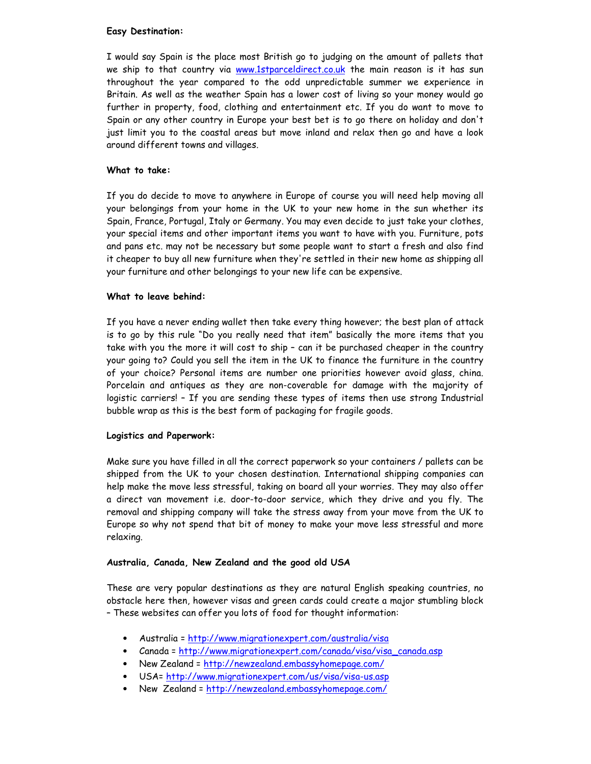**Easy Destination:**

I would say Spain is the place most British go to judging on the amount of pallets that we ship to that country via [www.1stparceldirect.co.uk](http://www.1stparceldirect.co.uk) the main reason is it has sun throughout the year compared to the odd unpredictable summer we experience in Britain. As well as the weather Spain has a lower cost of living so your money would go further in property, food, clothing and entertainment etc. If you do want to move to Spain or any other country in Europe your best bet is to go there on holiday and don't just limit you to the coastal areas but move inland and relax then go and have a look around different towns and villages.

**What to take:**

If you do decide to move to anywhere in Europe of course you will need help moving all your belongings from your home in the UK to your new home in the sun whether its Spain, France, Portugal, Italy or Germany. You may even decide to just take your clothes, your special items and other important items you want to have with you. Furniture, pots and pans etc. may not be necessary but some people want to start a fresh and also find it cheaper to buy all new furniture when they're settled in their new home as shipping all your furniture and other belongings to your new life can be expensive.

**What to leave behind:**

If you have a never ending wallet then take every thing however; the best plan of attack is to go by this rule "Do you really need that item" basically the more items that you take with you the more it will cost to ship – can it be purchased cheaper in the country your going to? Could you sell the item in the UK to finance the furniture in the country of your choice? Personal items are number one priorities however avoid glass, china. Porcelain and antiques as they are non-coverable for damage with the majority of logistic carriers! – If you are sending these types of items then use strong Industrial bubble wrap as this is the best form of packaging for fragile goods.

**Logistics and Paperwork:**

Make sure you have filled in all the correct paperwork so your containers / pallets can be shipped from the UK to your chosen destination. International shipping companies can help make the move less stressful, taking on board all your worries. They may also offer a direct van movement i.e. door-to-door service, which they drive and you fly. The removal and shipping company will take the stress away from your move from the UK to Europe so why not spend that bit of money to make your move less stressful and more relaxing.

**Australia, Canada, New Zealand and the good old USA**

These are very popular destinations as they are natural English speaking countries, no obstacle here then, however visas and green cards could create a major stumbling block – These websites can offer you lots of food for thought information:

- Australia = [http://www.migrationexpert.com/australia/visa](http://www.migrationexpert.com/australia/visa)
- Canada = [http://www.migrationexpert.com/canada/visa/visa_canada.asp](http://www.migrationexpert.com/canada/visa/visa_canada.asp)
- New Zealand = [http://newzealand.embassyhomepage.com/](http://newzealand.embassyhomepage.com/)
- USA= [http://www.migrationexpert.com/us/visa/visa-us.asp](http://www.migrationexpert.com/us/visa/visa-us.asp)
- New Zealand = [http://newzealand.embassyhomepage.com/](http://newzealand.embassyhomepage.com/)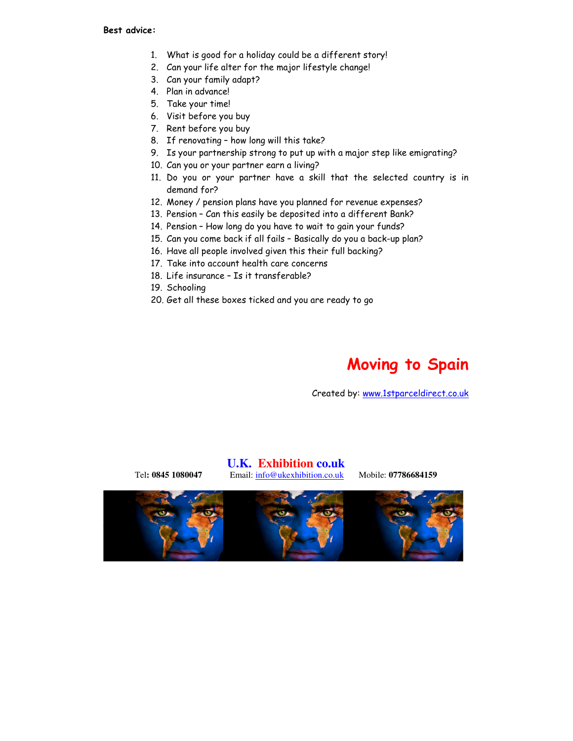**Best advice:**

1. What is good for a holiday could be a different story!
2. Can your life alter for the major lifestyle change!
3. Can your family adapt?
4. Plan in advance!
5. Take your time!
6. Visit before you buy
7. Rent before you buy
8. If renovating – how long will this take?
9. Is your partnership strong to put up with a major step like emigrating?
10. Can you or your partner earn a living?
11. Do you or your partner have a skill that the selected country is in demand for?
12. Money / pension plans have you planned for revenue expenses?
13. Pension – Can this easily be deposited into a different Bank?
14. Pension – How long do you have to wait to gain your funds?
15. Can you come back if all fails – Basically do you a back-up plan?
16. Have all people involved given this their full backing?
17. Take into account health care concerns
18. Life insurance – Is it transferable?
19. Schooling
20. Get all these boxes ticked and you are ready to go

## Moving to Spain

Created by: www.1stparceldirect.co.uk

**U.K. Exhibition co.uk**

Tel: **0845 1080047** Email: info@ukexhibition.co.uk Mobile: **07786684159**